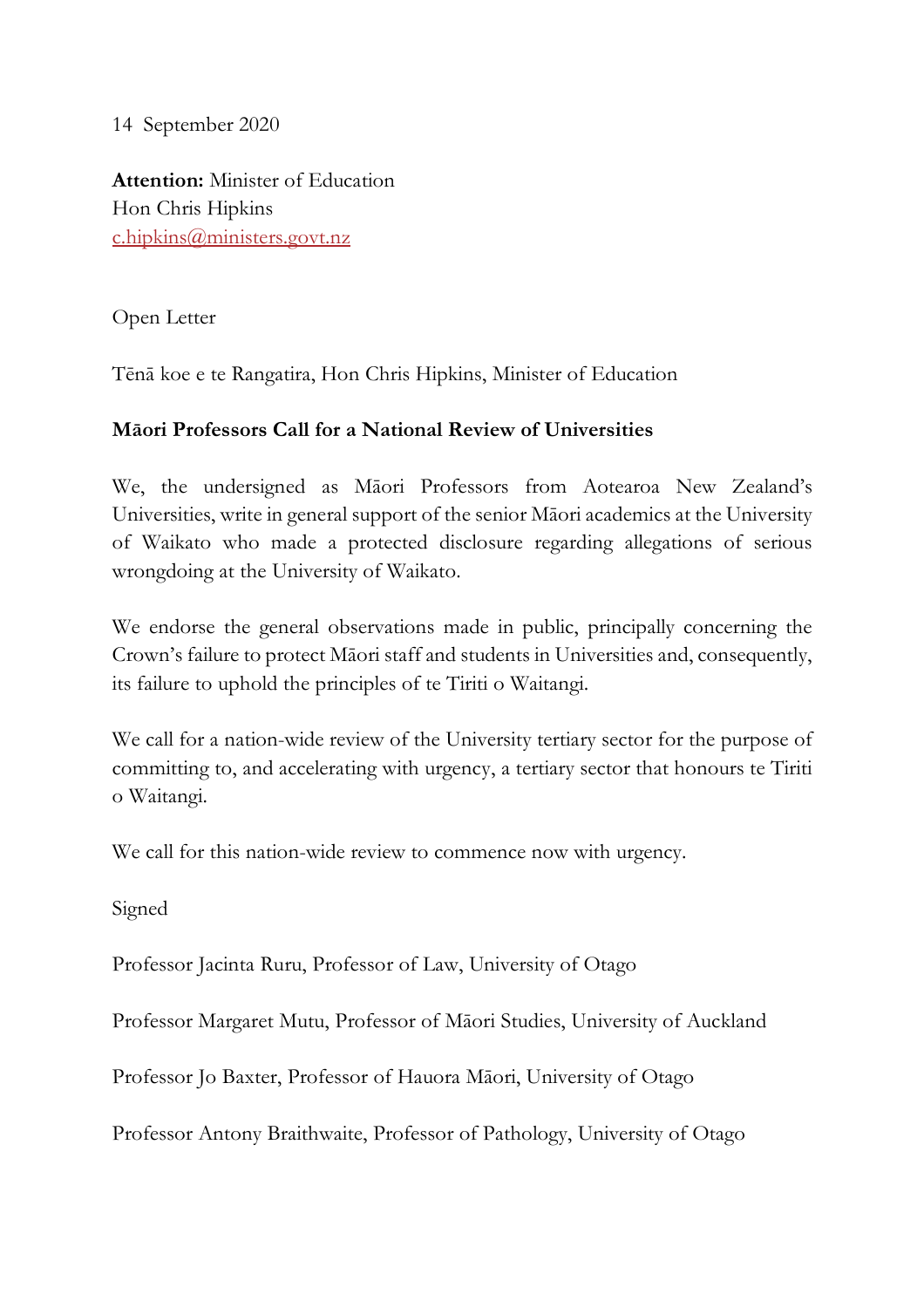14 September 2020

**Attention:** Minister of Education
Hon Chris Hipkins
c.hipkins@ministers.govt.nz

Open Letter

Tēnā koe e te Rangatira, Hon Chris Hipkins, Minister of Education

**Māori Professors Call for a National Review of Universities**

We, the undersigned as Māori Professors from Aotearoa New Zealand's Universities, write in general support of the senior Māori academics at the University of Waikato who made a protected disclosure regarding allegations of serious wrongdoing at the University of Waikato.

We endorse the general observations made in public, principally concerning the Crown's failure to protect Māori staff and students in Universities and, consequently, its failure to uphold the principles of te Tiriti o Waitangi.

We call for a nation-wide review of the University tertiary sector for the purpose of committing to, and accelerating with urgency, a tertiary sector that honours te Tiriti o Waitangi.

We call for this nation-wide review to commence now with urgency.

Signed

Professor Jacinta Ruru, Professor of Law, University of Otago

Professor Margaret Mutu, Professor of Māori Studies, University of Auckland

Professor Jo Baxter, Professor of Hauora Māori, University of Otago

Professor Antony Braithwaite, Professor of Pathology, University of Otago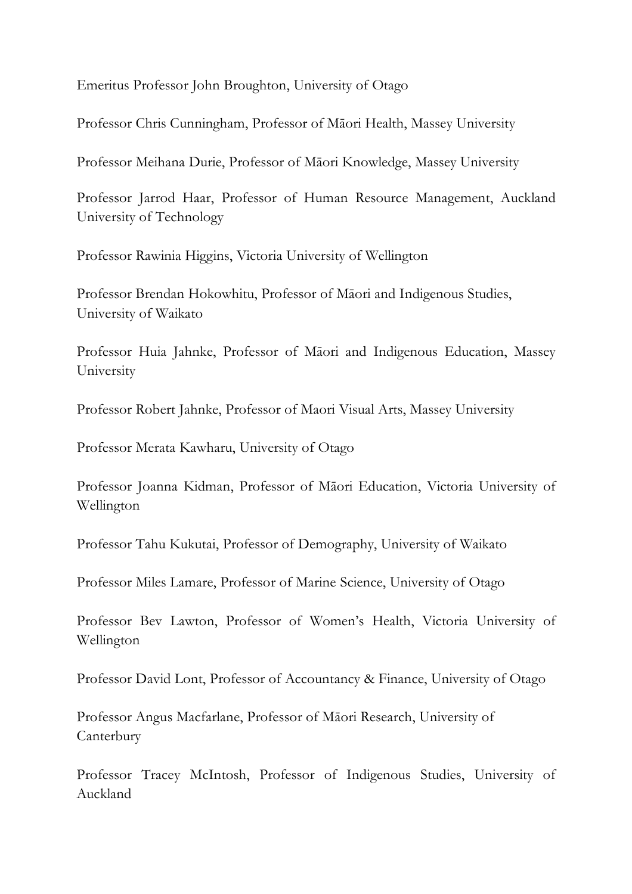Emeritus Professor John Broughton, University of Otago

Professor Chris Cunningham, Professor of Māori Health, Massey University

Professor Meihana Durie, Professor of Māori Knowledge, Massey University

Professor Jarrod Haar, Professor of Human Resource Management, Auckland University of Technology

Professor Rawinia Higgins, Victoria University of Wellington

Professor Brendan Hokowhitu, Professor of Māori and Indigenous Studies, University of Waikato

Professor Huia Jahnke, Professor of Māori and Indigenous Education, Massey University

Professor Robert Jahnke, Professor of Maori Visual Arts, Massey University

Professor Merata Kawharu, University of Otago

Professor Joanna Kidman, Professor of Māori Education, Victoria University of Wellington

Professor Tahu Kukutai, Professor of Demography, University of Waikato

Professor Miles Lamare, Professor of Marine Science, University of Otago

Professor Bev Lawton, Professor of Women's Health, Victoria University of Wellington

Professor David Lont, Professor of Accountancy & Finance, University of Otago

Professor Angus Macfarlane, Professor of Māori Research, University of Canterbury

Professor Tracey McIntosh, Professor of Indigenous Studies, University of Auckland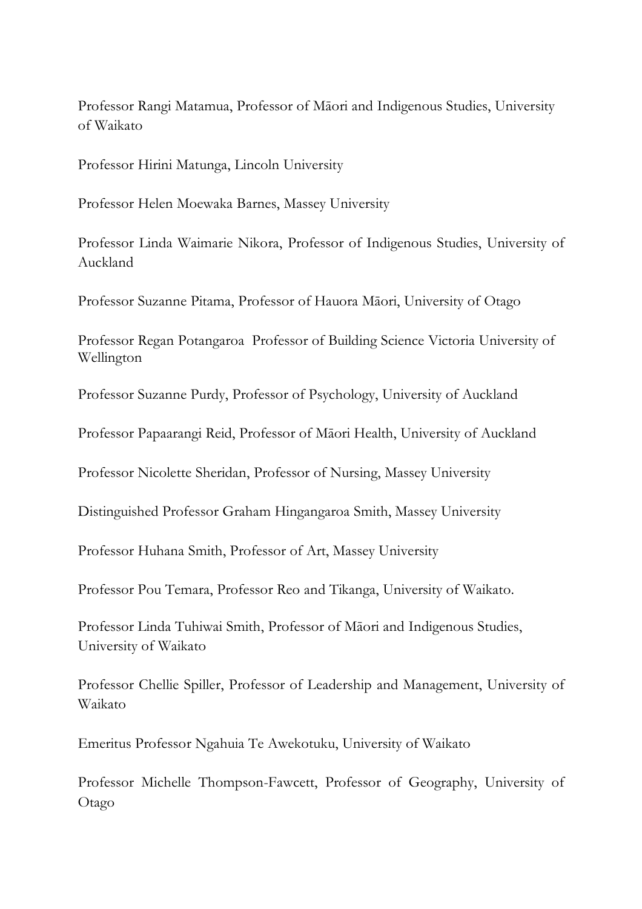Professor Rangi Matamua, Professor of Māori and Indigenous Studies, University of Waikato

Professor Hirini Matunga, Lincoln University

Professor Helen Moewaka Barnes, Massey University

Professor Linda Waimarie Nikora, Professor of Indigenous Studies, University of Auckland

Professor Suzanne Pitama, Professor of Hauora Māori, University of Otago

Professor Regan Potangaroa Professor of Building Science Victoria University of Wellington

Professor Suzanne Purdy, Professor of Psychology, University of Auckland

Professor Papaarangi Reid, Professor of Māori Health, University of Auckland

Professor Nicolette Sheridan, Professor of Nursing, Massey University

Distinguished Professor Graham Hingangaroa Smith, Massey University

Professor Huhana Smith, Professor of Art, Massey University

Professor Pou Temara, Professor Reo and Tikanga, University of Waikato.

Professor Linda Tuhiwai Smith, Professor of Māori and Indigenous Studies, University of Waikato

Professor Chellie Spiller, Professor of Leadership and Management, University of Waikato

Emeritus Professor Ngahuia Te Awekotuku, University of Waikato

Professor Michelle Thompson-Fawcett, Professor of Geography, University of Otago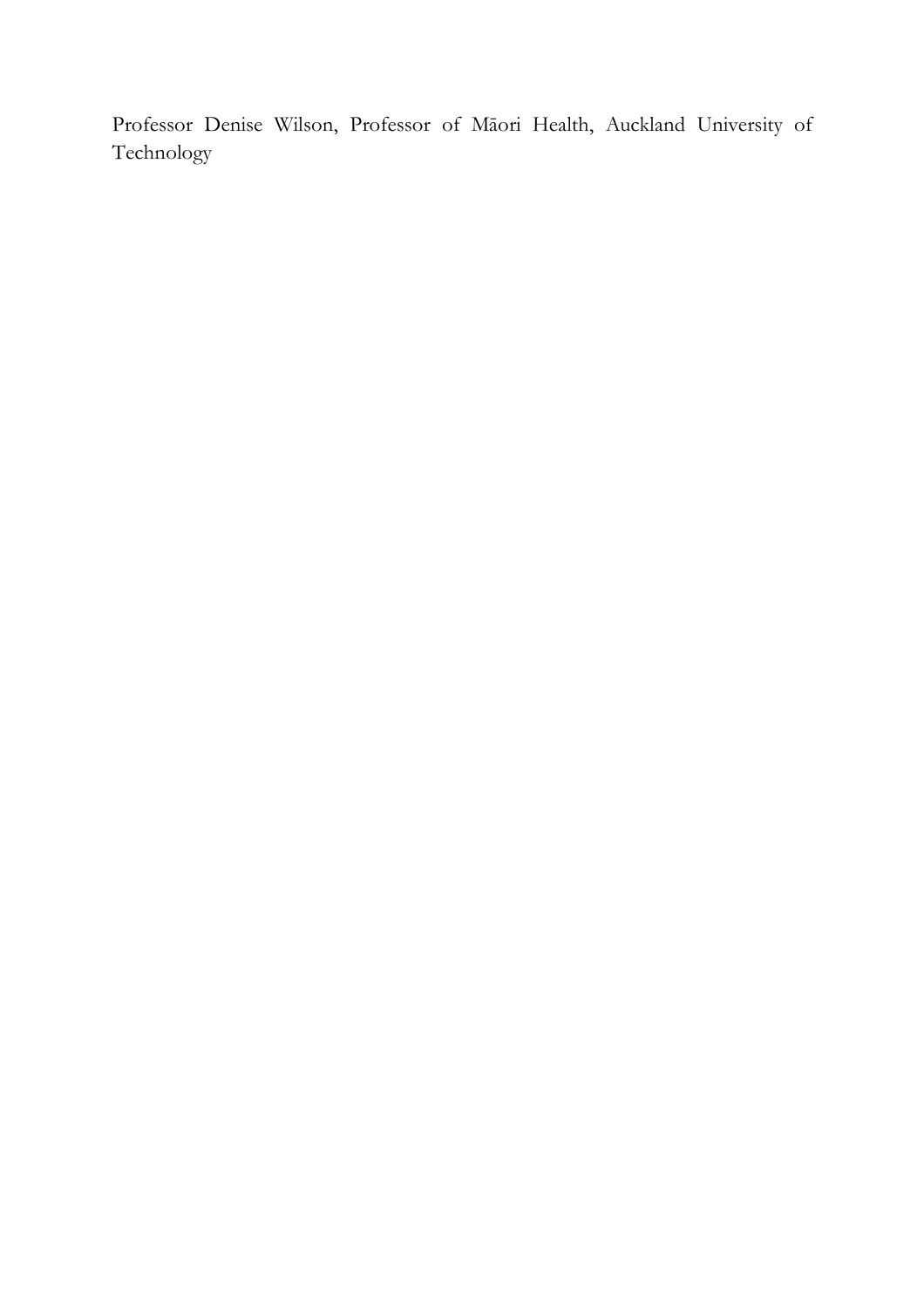Professor Denise Wilson, Professor of Māori Health, Auckland University of Technology